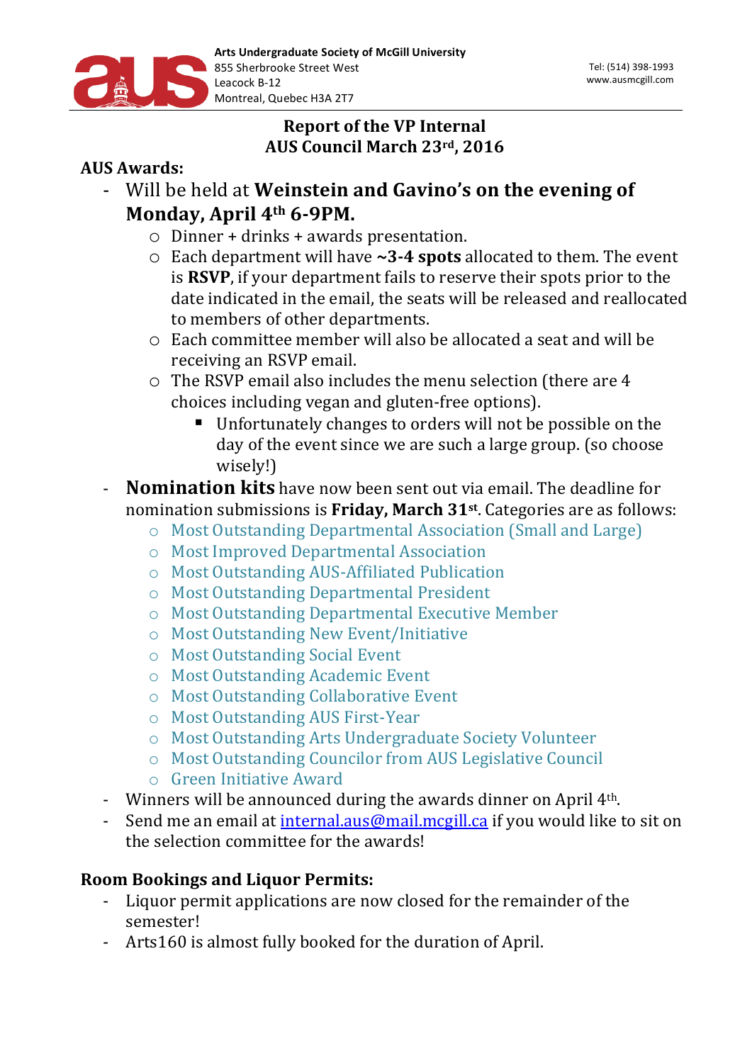**Arts Undergraduate Society of McGill University**
855 Sherbrooke Street West
Leacock B-12
Montreal, Quebec H3A 2T7

Tel: (514) 398-1993
www.ausmcgill.com

# Report of the VP Internal
## AUS Council March 23rd, 2016

**AUS Awards:**

- Will be held at **Weinstein and Gavino's on the evening of Monday, April 4th 6-9PM.**
  - Dinner + drinks + awards presentation.
  - Each department will have **~3-4 spots** allocated to them. The event is **RSVP**, if your department fails to reserve their spots prior to the date indicated in the email, the seats will be released and reallocated to members of other departments.
  - Each committee member will also be allocated a seat and will be receiving an RSVP email.
  - The RSVP email also includes the menu selection (there are 4 choices including vegan and gluten-free options).
    - Unfortunately changes to orders will not be possible on the day of the event since we are such a large group. (so choose wisely!)
- **Nomination kits** have now been sent out via email. The deadline for nomination submissions is **Friday, March 31st**. Categories are as follows:
  - Most Outstanding Departmental Association (Small and Large)
  - Most Improved Departmental Association
  - Most Outstanding AUS-Affiliated Publication
  - Most Outstanding Departmental President
  - Most Outstanding Departmental Executive Member
  - Most Outstanding New Event/Initiative
  - Most Outstanding Social Event
  - Most Outstanding Academic Event
  - Most Outstanding Collaborative Event
  - Most Outstanding AUS First-Year
  - Most Outstanding Arts Undergraduate Society Volunteer
  - Most Outstanding Councilor from AUS Legislative Council
  - Green Initiative Award
- Winners will be announced during the awards dinner on April 4th.
- Send me an email at internal.aus@mail.mcgill.ca if you would like to sit on the selection committee for the awards!

**Room Bookings and Liquor Permits:**

- Liquor permit applications are now closed for the remainder of the semester!
- Arts160 is almost fully booked for the duration of April.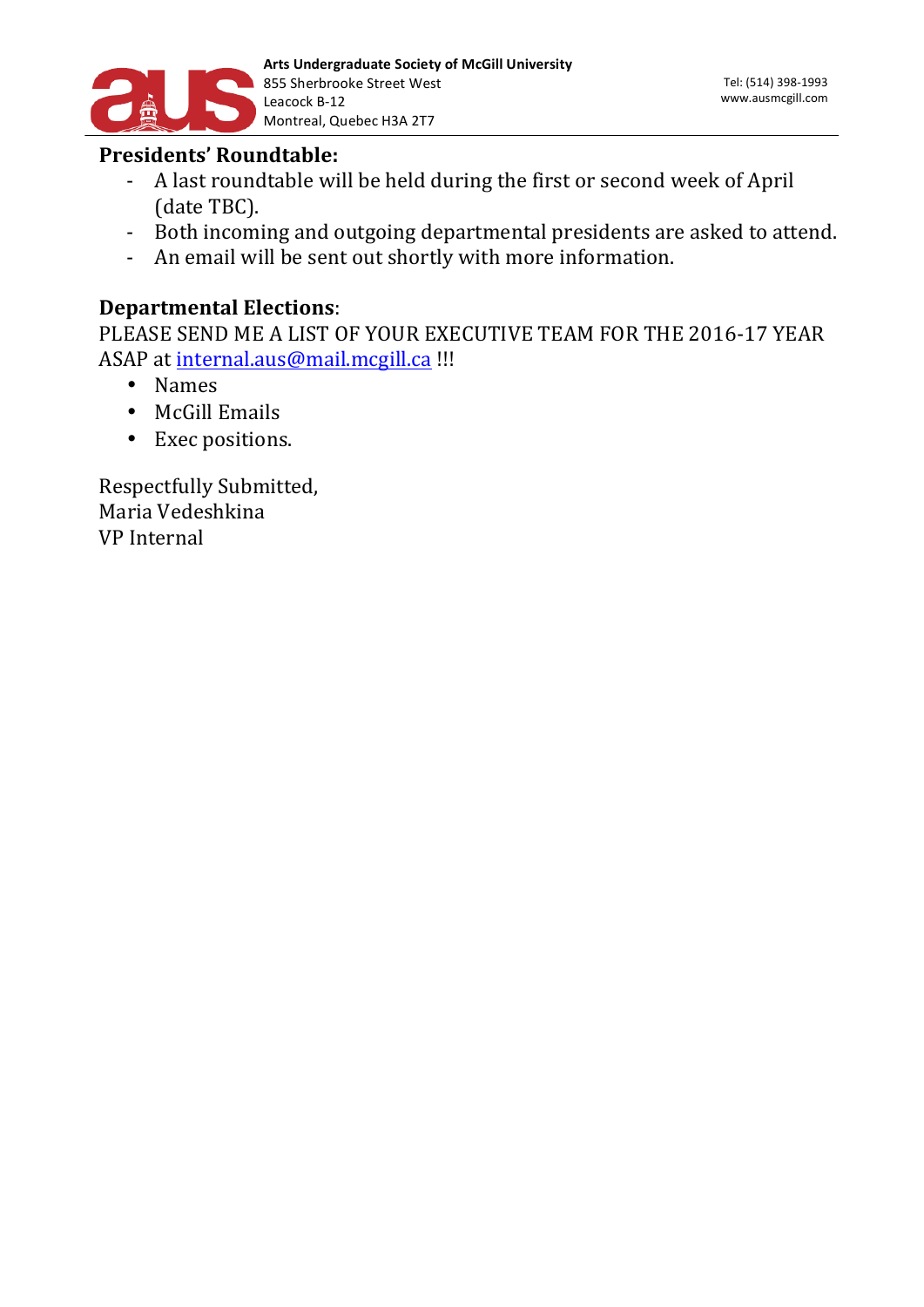**Presidents' Roundtable:**

- A last roundtable will be held during the first or second week of April (date TBC).
- Both incoming and outgoing departmental presidents are asked to attend.
- An email will be sent out shortly with more information.

**Departmental Elections**:

PLEASE SEND ME A LIST OF YOUR EXECUTIVE TEAM FOR THE 2016-17 YEAR ASAP at internal.aus@mail.mcgill.ca !!!

- Names
- McGill Emails
- Exec positions.

Respectfully Submitted,
Maria Vedeshkina
VP Internal